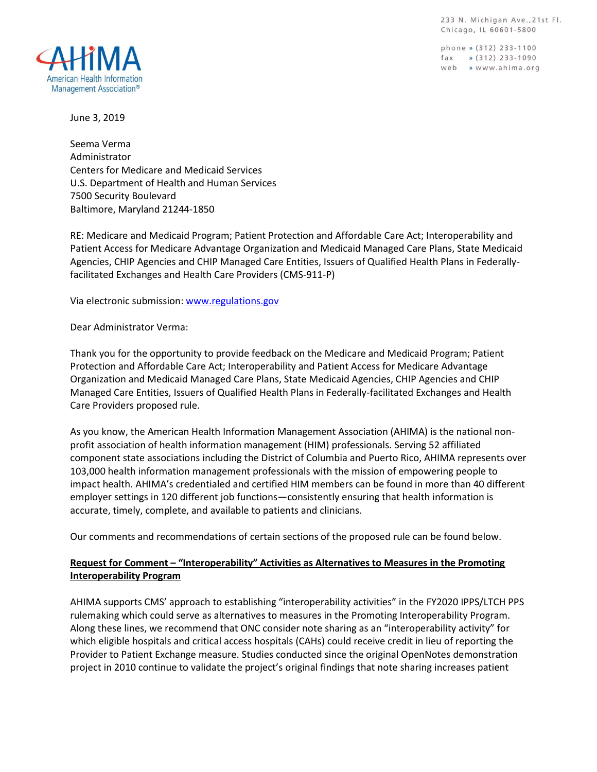AHIMA
American Health Information Management Association®

233 N. Michigan Ave.,21st Fl.
Chicago, IL 60601-5800

phone » (312) 233-1100
fax » (312) 233-1090
web » www.ahima.org

June 3, 2019

Seema Verma
Administrator
Centers for Medicare and Medicaid Services
U.S. Department of Health and Human Services
7500 Security Boulevard
Baltimore, Maryland 21244-1850

RE: Medicare and Medicaid Program; Patient Protection and Affordable Care Act; Interoperability and Patient Access for Medicare Advantage Organization and Medicaid Managed Care Plans, State Medicaid Agencies, CHIP Agencies and CHIP Managed Care Entities, Issuers of Qualified Health Plans in Federally-facilitated Exchanges and Health Care Providers (CMS-911-P)

Via electronic submission: [www.regulations.gov](http://www.regulations.gov)

Dear Administrator Verma:

Thank you for the opportunity to provide feedback on the Medicare and Medicaid Program; Patient Protection and Affordable Care Act; Interoperability and Patient Access for Medicare Advantage Organization and Medicaid Managed Care Plans, State Medicaid Agencies, CHIP Agencies and CHIP Managed Care Entities, Issuers of Qualified Health Plans in Federally-facilitated Exchanges and Health Care Providers proposed rule.

As you know, the American Health Information Management Association (AHIMA) is the national non-profit association of health information management (HIM) professionals. Serving 52 affiliated component state associations including the District of Columbia and Puerto Rico, AHIMA represents over 103,000 health information management professionals with the mission of empowering people to impact health. AHIMA's credentialed and certified HIM members can be found in more than 40 different employer settings in 120 different job functions—consistently ensuring that health information is accurate, timely, complete, and available to patients and clinicians.

Our comments and recommendations of certain sections of the proposed rule can be found below.

**Request for Comment – "Interoperability" Activities as Alternatives to Measures in the Promoting Interoperability Program**

AHIMA supports CMS' approach to establishing "interoperability activities" in the FY2020 IPPS/LTCH PPS rulemaking which could serve as alternatives to measures in the Promoting Interoperability Program. Along these lines, we recommend that ONC consider note sharing as an "interoperability activity" for which eligible hospitals and critical access hospitals (CAHs) could receive credit in lieu of reporting the Provider to Patient Exchange measure. Studies conducted since the original OpenNotes demonstration project in 2010 continue to validate the project's original findings that note sharing increases patient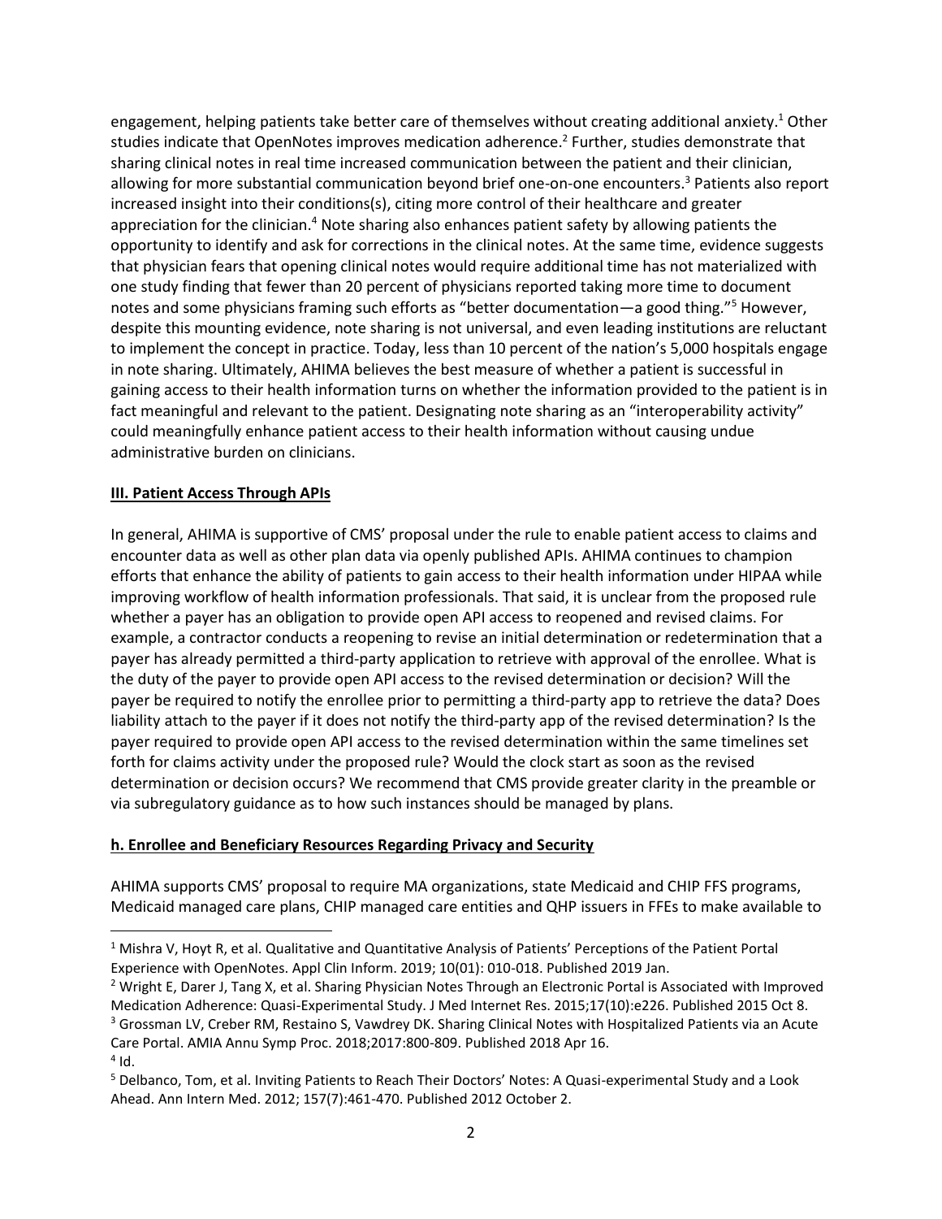engagement, helping patients take better care of themselves without creating additional anxiety.[1] Other studies indicate that OpenNotes improves medication adherence.[2] Further, studies demonstrate that sharing clinical notes in real time increased communication between the patient and their clinician, allowing for more substantial communication beyond brief one-on-one encounters.[3] Patients also report increased insight into their conditions(s), citing more control of their healthcare and greater appreciation for the clinician.[4] Note sharing also enhances patient safety by allowing patients the opportunity to identify and ask for corrections in the clinical notes. At the same time, evidence suggests that physician fears that opening clinical notes would require additional time has not materialized with one study finding that fewer than 20 percent of physicians reported taking more time to document notes and some physicians framing such efforts as "better documentation—a good thing."[5] However, despite this mounting evidence, note sharing is not universal, and even leading institutions are reluctant to implement the concept in practice. Today, less than 10 percent of the nation's 5,000 hospitals engage in note sharing. Ultimately, AHIMA believes the best measure of whether a patient is successful in gaining access to their health information turns on whether the information provided to the patient is in fact meaningful and relevant to the patient. Designating note sharing as an "interoperability activity" could meaningfully enhance patient access to their health information without causing undue administrative burden on clinicians.

## III. Patient Access Through APIs

In general, AHIMA is supportive of CMS' proposal under the rule to enable patient access to claims and encounter data as well as other plan data via openly published APIs. AHIMA continues to champion efforts that enhance the ability of patients to gain access to their health information under HIPAA while improving workflow of health information professionals. That said, it is unclear from the proposed rule whether a payer has an obligation to provide open API access to reopened and revised claims. For example, a contractor conducts a reopening to revise an initial determination or redetermination that a payer has already permitted a third-party application to retrieve with approval of the enrollee. What is the duty of the payer to provide open API access to the revised determination or decision? Will the payer be required to notify the enrollee prior to permitting a third-party app to retrieve the data? Does liability attach to the payer if it does not notify the third-party app of the revised determination? Is the payer required to provide open API access to the revised determination within the same timelines set forth for claims activity under the proposed rule? Would the clock start as soon as the revised determination or decision occurs? We recommend that CMS provide greater clarity in the preamble or via subregulatory guidance as to how such instances should be managed by plans.

## h. Enrollee and Beneficiary Resources Regarding Privacy and Security

AHIMA supports CMS' proposal to require MA organizations, state Medicaid and CHIP FFS programs, Medicaid managed care plans, CHIP managed care entities and QHP issuers in FFEs to make available to

---

[1] Mishra V, Hoyt R, et al. Qualitative and Quantitative Analysis of Patients' Perceptions of the Patient Portal Experience with OpenNotes. Appl Clin Inform. 2019; 10(01): 010-018. Published 2019 Jan.

[2] Wright E, Darer J, Tang X, et al. Sharing Physician Notes Through an Electronic Portal is Associated with Improved Medication Adherence: Quasi-Experimental Study. J Med Internet Res. 2015;17(10):e226. Published 2015 Oct 8.

[3] Grossman LV, Creber RM, Restaino S, Vawdrey DK. Sharing Clinical Notes with Hospitalized Patients via an Acute Care Portal. AMIA Annu Symp Proc. 2018;2017:800-809. Published 2018 Apr 16.

[4] Id.

[5] Delbanco, Tom, et al. Inviting Patients to Reach Their Doctors' Notes: A Quasi-experimental Study and a Look Ahead. Ann Intern Med. 2012; 157(7):461-470. Published 2012 October 2.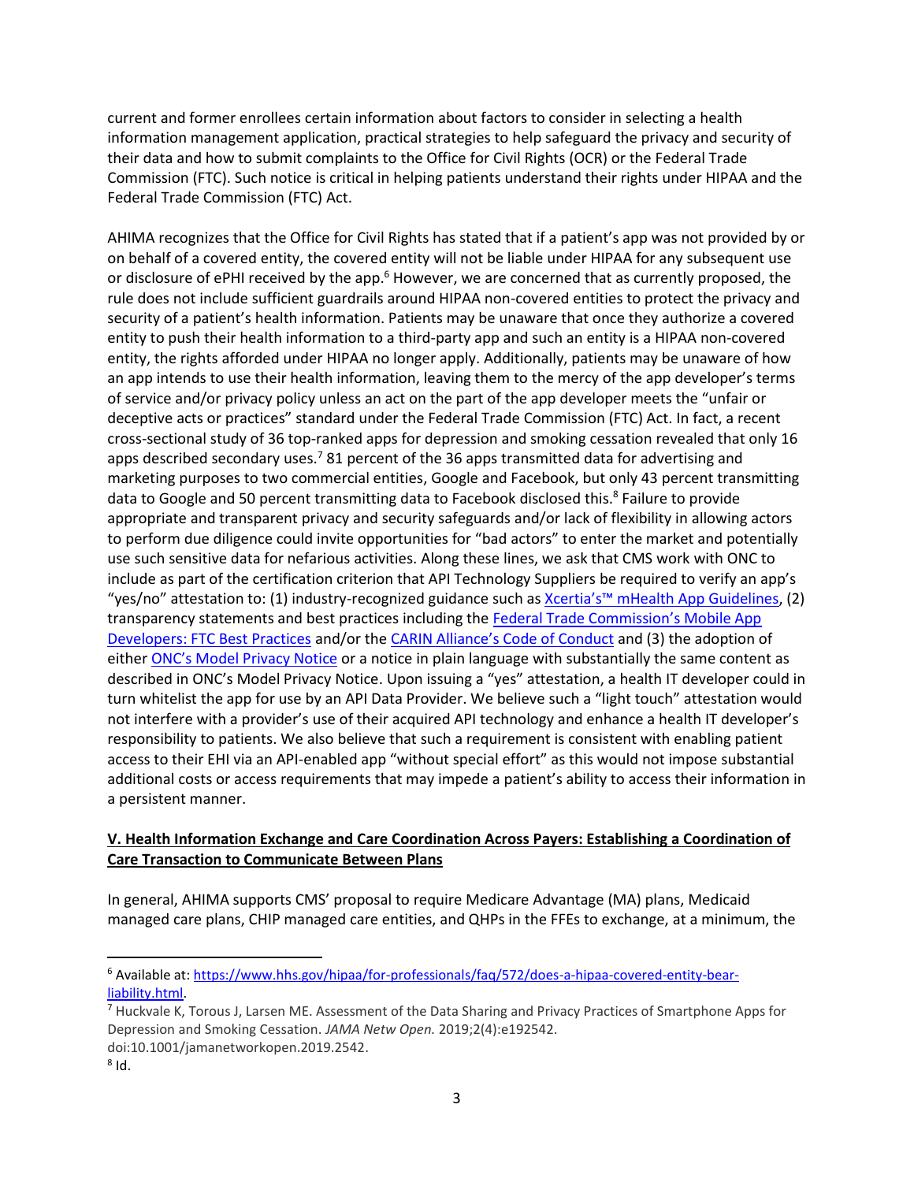current and former enrollees certain information about factors to consider in selecting a health information management application, practical strategies to help safeguard the privacy and security of their data and how to submit complaints to the Office for Civil Rights (OCR) or the Federal Trade Commission (FTC). Such notice is critical in helping patients understand their rights under HIPAA and the Federal Trade Commission (FTC) Act.

AHIMA recognizes that the Office for Civil Rights has stated that if a patient's app was not provided by or on behalf of a covered entity, the covered entity will not be liable under HIPAA for any subsequent use or disclosure of ePHI received by the app.[6] However, we are concerned that as currently proposed, the rule does not include sufficient guardrails around HIPAA non-covered entities to protect the privacy and security of a patient's health information. Patients may be unaware that once they authorize a covered entity to push their health information to a third-party app and such an entity is a HIPAA non-covered entity, the rights afforded under HIPAA no longer apply. Additionally, patients may be unaware of how an app intends to use their health information, leaving them to the mercy of the app developer's terms of service and/or privacy policy unless an act on the part of the app developer meets the "unfair or deceptive acts or practices" standard under the Federal Trade Commission (FTC) Act. In fact, a recent cross-sectional study of 36 top-ranked apps for depression and smoking cessation revealed that only 16 apps described secondary uses.[7] 81 percent of the 36 apps transmitted data for advertising and marketing purposes to two commercial entities, Google and Facebook, but only 43 percent transmitting data to Google and 50 percent transmitting data to Facebook disclosed this.[8] Failure to provide appropriate and transparent privacy and security safeguards and/or lack of flexibility in allowing actors to perform due diligence could invite opportunities for "bad actors" to enter the market and potentially use such sensitive data for nefarious activities. Along these lines, we ask that CMS work with ONC to include as part of the certification criterion that API Technology Suppliers be required to verify an app's "yes/no" attestation to: (1) industry-recognized guidance such as Xcertia's™ mHealth App Guidelines, (2) transparency statements and best practices including the Federal Trade Commission's Mobile App Developers: FTC Best Practices and/or the CARIN Alliance's Code of Conduct and (3) the adoption of either ONC's Model Privacy Notice or a notice in plain language with substantially the same content as described in ONC's Model Privacy Notice. Upon issuing a "yes" attestation, a health IT developer could in turn whitelist the app for use by an API Data Provider. We believe such a "light touch" attestation would not interfere with a provider's use of their acquired API technology and enhance a health IT developer's responsibility to patients. We also believe that such a requirement is consistent with enabling patient access to their EHI via an API-enabled app "without special effort" as this would not impose substantial additional costs or access requirements that may impede a patient's ability to access their information in a persistent manner.

## V. Health Information Exchange and Care Coordination Across Payers: Establishing a Coordination of Care Transaction to Communicate Between Plans

In general, AHIMA supports CMS' proposal to require Medicare Advantage (MA) plans, Medicaid managed care plans, CHIP managed care entities, and QHPs in the FFEs to exchange, at a minimum, the

---

[6] Available at: https://www.hhs.gov/hipaa/for-professionals/faq/572/does-a-hipaa-covered-entity-bear-liability.html.

[7] Huckvale K, Torous J, Larsen ME. Assessment of the Data Sharing and Privacy Practices of Smartphone Apps for Depression and Smoking Cessation. *JAMA Netw Open.* 2019;2(4):e192542. doi:10.1001/jamanetworkopen.2019.2542.

[8] Id.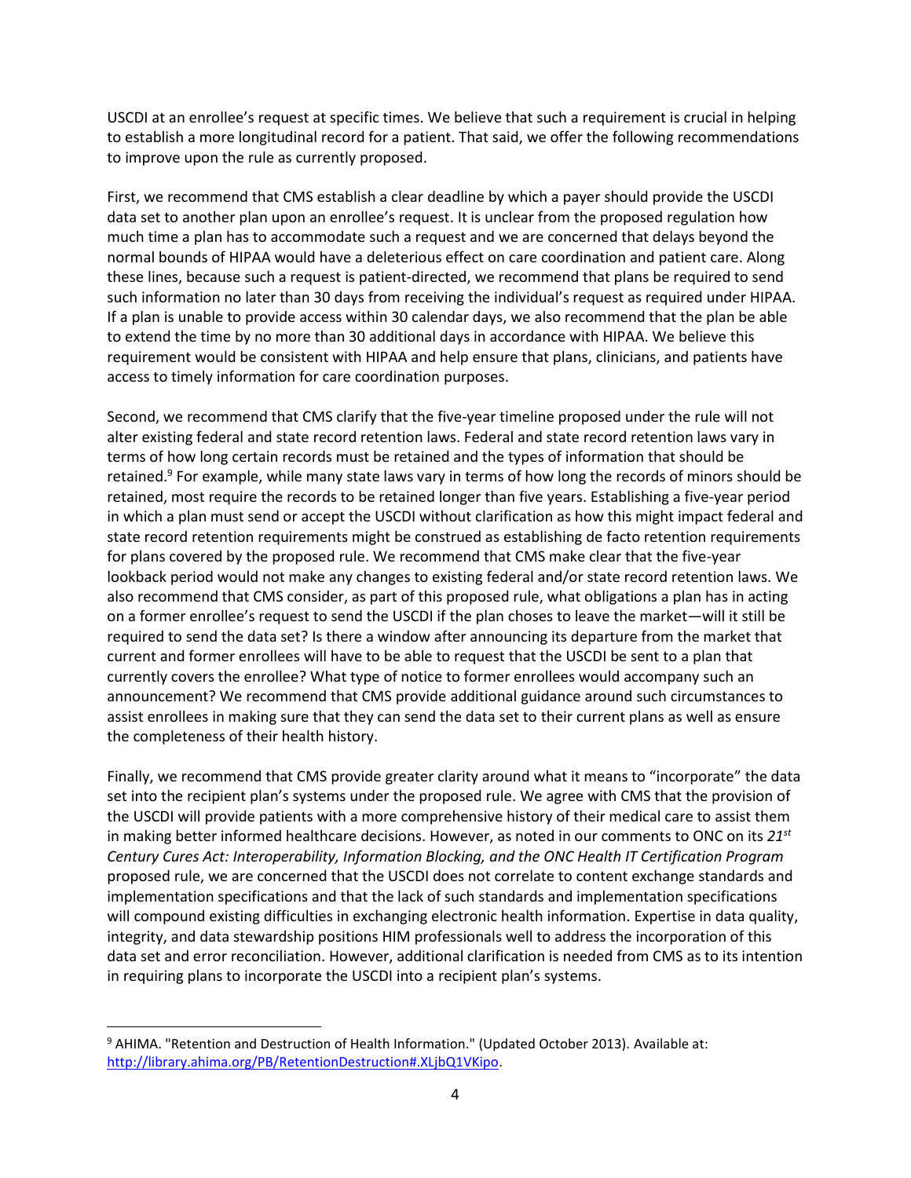USCDI at an enrollee's request at specific times. We believe that such a requirement is crucial in helping to establish a more longitudinal record for a patient. That said, we offer the following recommendations to improve upon the rule as currently proposed.

First, we recommend that CMS establish a clear deadline by which a payer should provide the USCDI data set to another plan upon an enrollee's request. It is unclear from the proposed regulation how much time a plan has to accommodate such a request and we are concerned that delays beyond the normal bounds of HIPAA would have a deleterious effect on care coordination and patient care. Along these lines, because such a request is patient-directed, we recommend that plans be required to send such information no later than 30 days from receiving the individual's request as required under HIPAA. If a plan is unable to provide access within 30 calendar days, we also recommend that the plan be able to extend the time by no more than 30 additional days in accordance with HIPAA. We believe this requirement would be consistent with HIPAA and help ensure that plans, clinicians, and patients have access to timely information for care coordination purposes.

Second, we recommend that CMS clarify that the five-year timeline proposed under the rule will not alter existing federal and state record retention laws. Federal and state record retention laws vary in terms of how long certain records must be retained and the types of information that should be retained.[9] For example, while many state laws vary in terms of how long the records of minors should be retained, most require the records to be retained longer than five years. Establishing a five-year period in which a plan must send or accept the USCDI without clarification as how this might impact federal and state record retention requirements might be construed as establishing de facto retention requirements for plans covered by the proposed rule. We recommend that CMS make clear that the five-year lookback period would not make any changes to existing federal and/or state record retention laws. We also recommend that CMS consider, as part of this proposed rule, what obligations a plan has in acting on a former enrollee's request to send the USCDI if the plan choses to leave the market—will it still be required to send the data set? Is there a window after announcing its departure from the market that current and former enrollees will have to be able to request that the USCDI be sent to a plan that currently covers the enrollee? What type of notice to former enrollees would accompany such an announcement? We recommend that CMS provide additional guidance around such circumstances to assist enrollees in making sure that they can send the data set to their current plans as well as ensure the completeness of their health history.

Finally, we recommend that CMS provide greater clarity around what it means to "incorporate" the data set into the recipient plan's systems under the proposed rule. We agree with CMS that the provision of the USCDI will provide patients with a more comprehensive history of their medical care to assist them in making better informed healthcare decisions. However, as noted in our comments to ONC on its *21st Century Cures Act: Interoperability, Information Blocking, and the ONC Health IT Certification Program* proposed rule, we are concerned that the USCDI does not correlate to content exchange standards and implementation specifications and that the lack of such standards and implementation specifications will compound existing difficulties in exchanging electronic health information. Expertise in data quality, integrity, and data stewardship positions HIM professionals well to address the incorporation of this data set and error reconciliation. However, additional clarification is needed from CMS as to its intention in requiring plans to incorporate the USCDI into a recipient plan's systems.

---

[9] AHIMA. "Retention and Destruction of Health Information." (Updated October 2013). Available at: http://library.ahima.org/PB/RetentionDestruction#.XLjbQ1VKipo.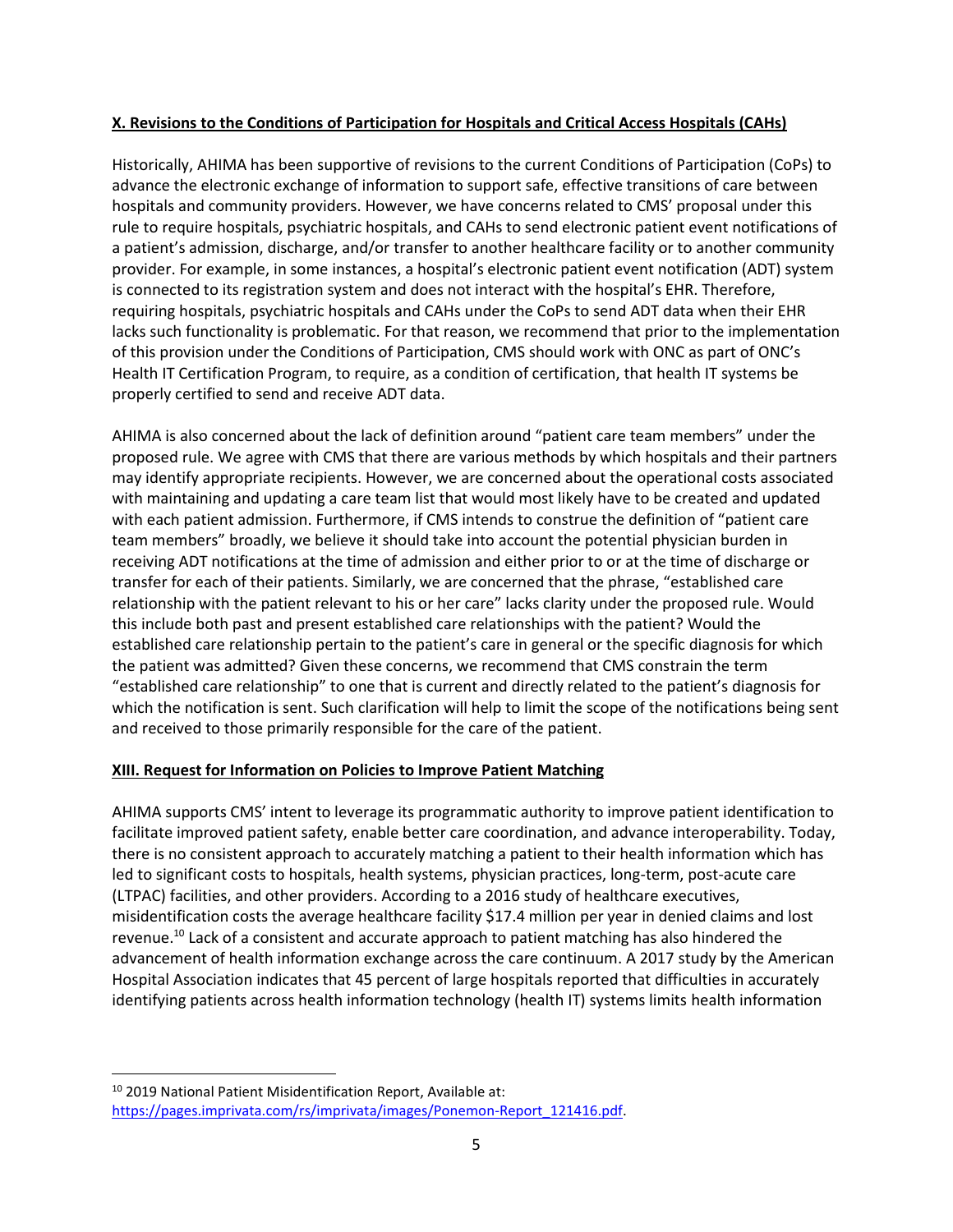**X. Revisions to the Conditions of Participation for Hospitals and Critical Access Hospitals (CAHs)**

Historically, AHIMA has been supportive of revisions to the current Conditions of Participation (CoPs) to advance the electronic exchange of information to support safe, effective transitions of care between hospitals and community providers. However, we have concerns related to CMS' proposal under this rule to require hospitals, psychiatric hospitals, and CAHs to send electronic patient event notifications of a patient's admission, discharge, and/or transfer to another healthcare facility or to another community provider. For example, in some instances, a hospital's electronic patient event notification (ADT) system is connected to its registration system and does not interact with the hospital's EHR. Therefore, requiring hospitals, psychiatric hospitals and CAHs under the CoPs to send ADT data when their EHR lacks such functionality is problematic. For that reason, we recommend that prior to the implementation of this provision under the Conditions of Participation, CMS should work with ONC as part of ONC's Health IT Certification Program, to require, as a condition of certification, that health IT systems be properly certified to send and receive ADT data.

AHIMA is also concerned about the lack of definition around "patient care team members" under the proposed rule. We agree with CMS that there are various methods by which hospitals and their partners may identify appropriate recipients. However, we are concerned about the operational costs associated with maintaining and updating a care team list that would most likely have to be created and updated with each patient admission. Furthermore, if CMS intends to construe the definition of "patient care team members" broadly, we believe it should take into account the potential physician burden in receiving ADT notifications at the time of admission and either prior to or at the time of discharge or transfer for each of their patients. Similarly, we are concerned that the phrase, "established care relationship with the patient relevant to his or her care" lacks clarity under the proposed rule. Would this include both past and present established care relationships with the patient? Would the established care relationship pertain to the patient's care in general or the specific diagnosis for which the patient was admitted? Given these concerns, we recommend that CMS constrain the term "established care relationship" to one that is current and directly related to the patient's diagnosis for which the notification is sent. Such clarification will help to limit the scope of the notifications being sent and received to those primarily responsible for the care of the patient.

**XIII. Request for Information on Policies to Improve Patient Matching**

AHIMA supports CMS' intent to leverage its programmatic authority to improve patient identification to facilitate improved patient safety, enable better care coordination, and advance interoperability. Today, there is no consistent approach to accurately matching a patient to their health information which has led to significant costs to hospitals, health systems, physician practices, long-term, post-acute care (LTPAC) facilities, and other providers. According to a 2016 study of healthcare executives, misidentification costs the average healthcare facility $17.4 million per year in denied claims and lost revenue.[10] Lack of a consistent and accurate approach to patient matching has also hindered the advancement of health information exchange across the care continuum. A 2017 study by the American Hospital Association indicates that 45 percent of large hospitals reported that difficulties in accurately identifying patients across health information technology (health IT) systems limits health information

---

[10] 2019 National Patient Misidentification Report, Available at: https://pages.imprivata.com/rs/imprivata/images/Ponemon-Report_121416.pdf.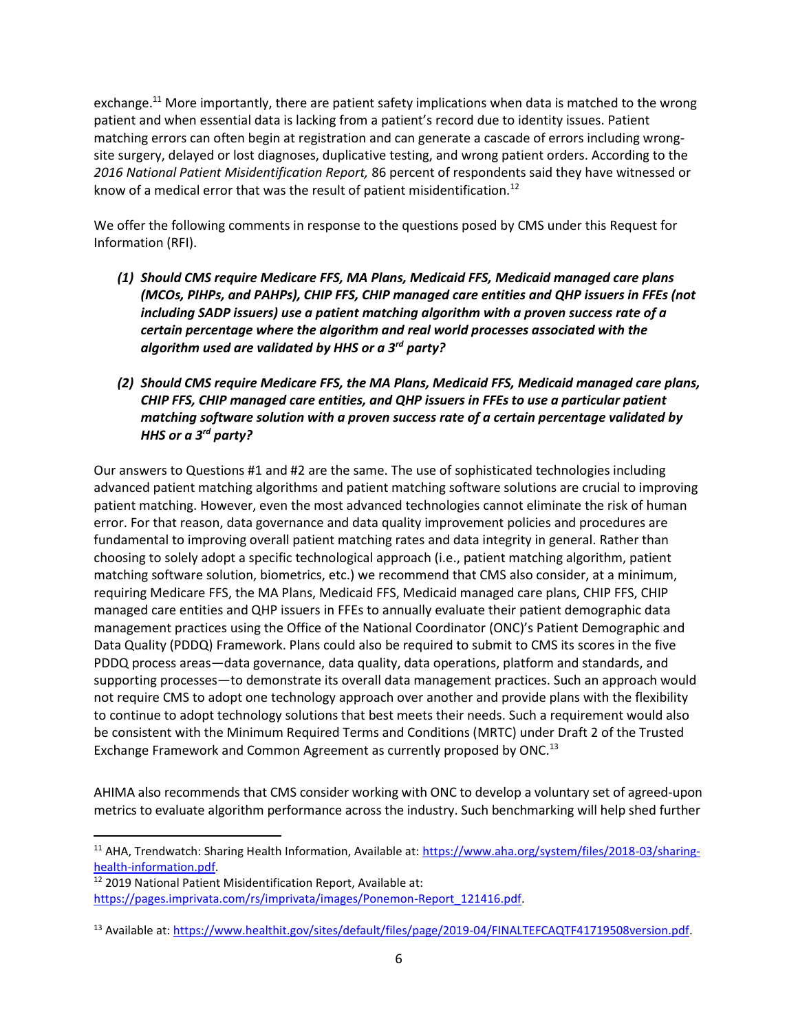exchange.[11] More importantly, there are patient safety implications when data is matched to the wrong patient and when essential data is lacking from a patient's record due to identity issues. Patient matching errors can often begin at registration and can generate a cascade of errors including wrong-site surgery, delayed or lost diagnoses, duplicative testing, and wrong patient orders. According to the *2016 National Patient Misidentification Report,* 86 percent of respondents said they have witnessed or know of a medical error that was the result of patient misidentification.[12]

We offer the following comments in response to the questions posed by CMS under this Request for Information (RFI).

***(1) Should CMS require Medicare FFS, MA Plans, Medicaid FFS, Medicaid managed care plans (MCOs, PIHPs, and PAHPs), CHIP FFS, CHIP managed care entities and QHP issuers in FFEs (not including SADP issuers) use a patient matching algorithm with a proven success rate of a certain percentage where the algorithm and real world processes associated with the algorithm used are validated by HHS or a 3rd party?***

***(2) Should CMS require Medicare FFS, the MA Plans, Medicaid FFS, Medicaid managed care plans, CHIP FFS, CHIP managed care entities, and QHP issuers in FFEs to use a particular patient matching software solution with a proven success rate of a certain percentage validated by HHS or a 3rd party?***

Our answers to Questions #1 and #2 are the same. The use of sophisticated technologies including advanced patient matching algorithms and patient matching software solutions are crucial to improving patient matching. However, even the most advanced technologies cannot eliminate the risk of human error. For that reason, data governance and data quality improvement policies and procedures are fundamental to improving overall patient matching rates and data integrity in general. Rather than choosing to solely adopt a specific technological approach (i.e., patient matching algorithm, patient matching software solution, biometrics, etc.) we recommend that CMS also consider, at a minimum, requiring Medicare FFS, the MA Plans, Medicaid FFS, Medicaid managed care plans, CHIP FFS, CHIP managed care entities and QHP issuers in FFEs to annually evaluate their patient demographic data management practices using the Office of the National Coordinator (ONC)'s Patient Demographic and Data Quality (PDDQ) Framework. Plans could also be required to submit to CMS its scores in the five PDDQ process areas—data governance, data quality, data operations, platform and standards, and supporting processes—to demonstrate its overall data management practices. Such an approach would not require CMS to adopt one technology approach over another and provide plans with the flexibility to continue to adopt technology solutions that best meets their needs. Such a requirement would also be consistent with the Minimum Required Terms and Conditions (MRTC) under Draft 2 of the Trusted Exchange Framework and Common Agreement as currently proposed by ONC.[13]

AHIMA also recommends that CMS consider working with ONC to develop a voluntary set of agreed-upon metrics to evaluate algorithm performance across the industry. Such benchmarking will help shed further

---

[11] AHA, Trendwatch: Sharing Health Information, Available at: https://www.aha.org/system/files/2018-03/sharing-health-information.pdf.

[12] 2019 National Patient Misidentification Report, Available at: https://pages.imprivata.com/rs/imprivata/images/Ponemon-Report_121416.pdf.

[13] Available at: https://www.healthit.gov/sites/default/files/page/2019-04/FINALTEFCAQTF41719508version.pdf.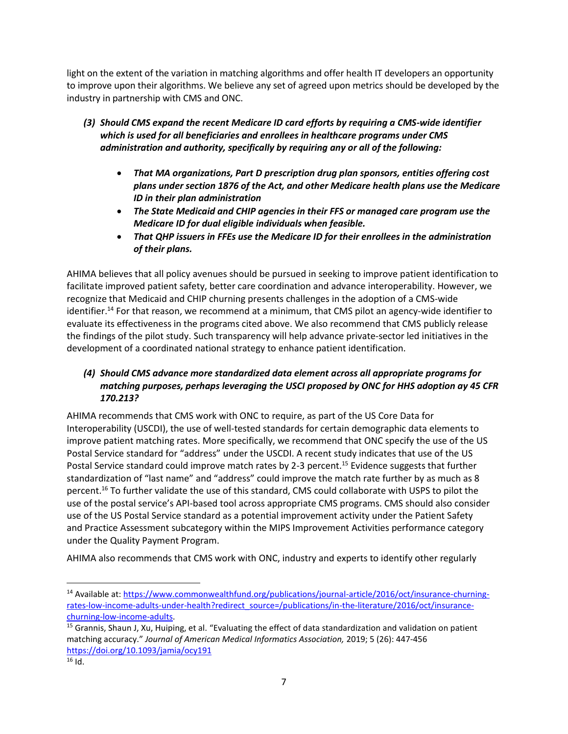light on the extent of the variation in matching algorithms and offer health IT developers an opportunity to improve upon their algorithms. We believe any set of agreed upon metrics should be developed by the industry in partnership with CMS and ONC.

***(3) Should CMS expand the recent Medicare ID card efforts by requiring a CMS-wide identifier which is used for all beneficiaries and enrollees in healthcare programs under CMS administration and authority, specifically by requiring any or all of the following:***

- ***That MA organizations, Part D prescription drug plan sponsors, entities offering cost plans under section 1876 of the Act, and other Medicare health plans use the Medicare ID in their plan administration***
- ***The State Medicaid and CHIP agencies in their FFS or managed care program use the Medicare ID for dual eligible individuals when feasible.***
- ***That QHP issuers in FFEs use the Medicare ID for their enrollees in the administration of their plans.***

AHIMA believes that all policy avenues should be pursued in seeking to improve patient identification to facilitate improved patient safety, better care coordination and advance interoperability. However, we recognize that Medicaid and CHIP churning presents challenges in the adoption of a CMS-wide identifier.[14] For that reason, we recommend at a minimum, that CMS pilot an agency-wide identifier to evaluate its effectiveness in the programs cited above. We also recommend that CMS publicly release the findings of the pilot study. Such transparency will help advance private-sector led initiatives in the development of a coordinated national strategy to enhance patient identification.

***(4) Should CMS advance more standardized data element across all appropriate programs for matching purposes, perhaps leveraging the USCI proposed by ONC for HHS adoption ay 45 CFR 170.213?***

AHIMA recommends that CMS work with ONC to require, as part of the US Core Data for Interoperability (USCDI), the use of well-tested standards for certain demographic data elements to improve patient matching rates. More specifically, we recommend that ONC specify the use of the US Postal Service standard for "address" under the USCDI. A recent study indicates that use of the US Postal Service standard could improve match rates by 2-3 percent.[15] Evidence suggests that further standardization of "last name" and "address" could improve the match rate further by as much as 8 percent.[16] To further validate the use of this standard, CMS could collaborate with USPS to pilot the use of the postal service's API-based tool across appropriate CMS programs. CMS should also consider use of the US Postal Service standard as a potential improvement activity under the Patient Safety and Practice Assessment subcategory within the MIPS Improvement Activities performance category under the Quality Payment Program.

AHIMA also recommends that CMS work with ONC, industry and experts to identify other regularly

---

[14] Available at: https://www.commonwealthfund.org/publications/journal-article/2016/oct/insurance-churning-rates-low-income-adults-under-health?redirect_source=/publications/in-the-literature/2016/oct/insurance-churning-low-income-adults.

[15] Grannis, Shaun J, Xu, Huiping, et al. "Evaluating the effect of data standardization and validation on patient matching accuracy." *Journal of American Medical Informatics Association,* 2019; 5 (26): 447-456 https://doi.org/10.1093/jamia/ocy191

[16] Id.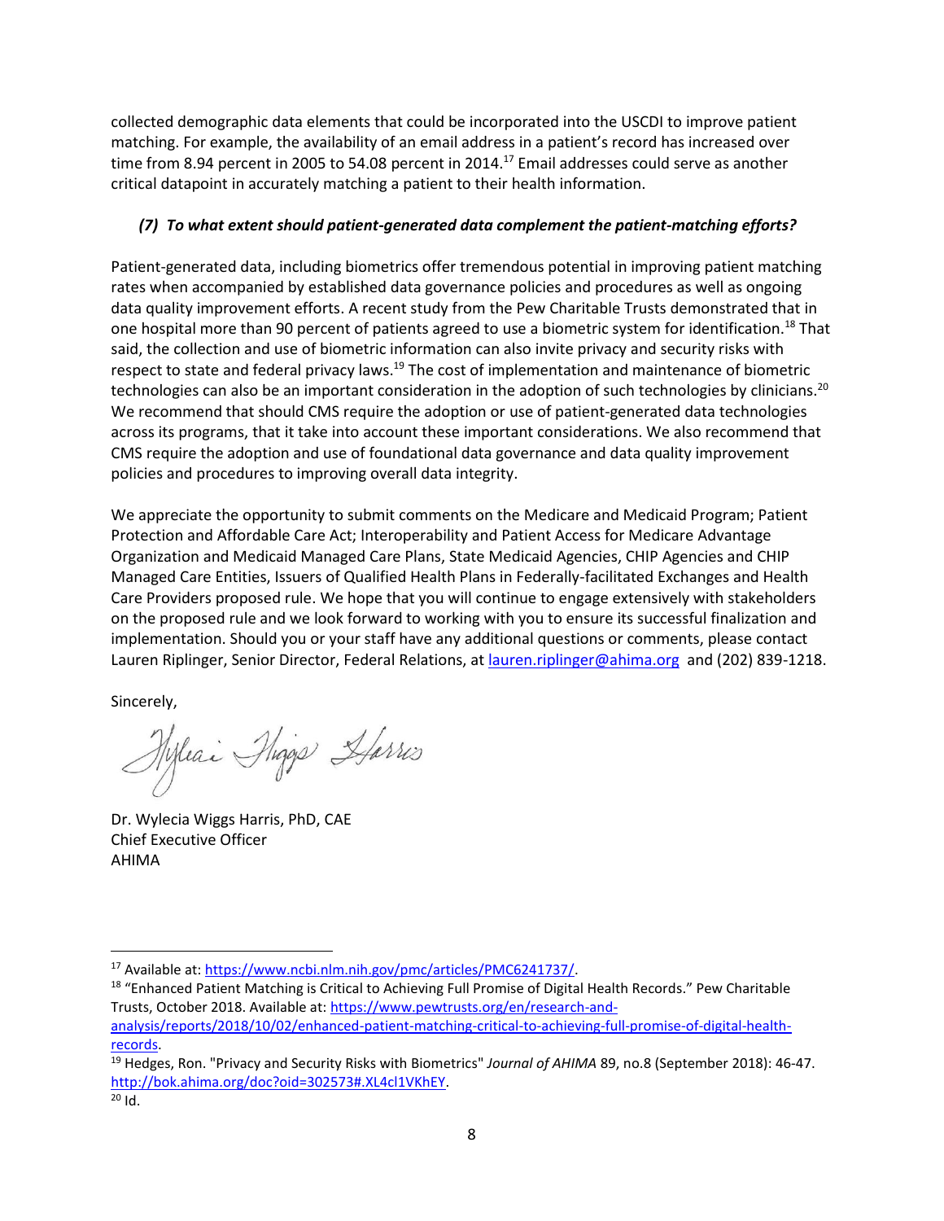collected demographic data elements that could be incorporated into the USCDI to improve patient matching. For example, the availability of an email address in a patient's record has increased over time from 8.94 percent in 2005 to 54.08 percent in 2014.[17] Email addresses could serve as another critical datapoint in accurately matching a patient to their health information.

***(7) To what extent should patient-generated data complement the patient-matching efforts?***

Patient-generated data, including biometrics offer tremendous potential in improving patient matching rates when accompanied by established data governance policies and procedures as well as ongoing data quality improvement efforts. A recent study from the Pew Charitable Trusts demonstrated that in one hospital more than 90 percent of patients agreed to use a biometric system for identification.[18] That said, the collection and use of biometric information can also invite privacy and security risks with respect to state and federal privacy laws.[19] The cost of implementation and maintenance of biometric technologies can also be an important consideration in the adoption of such technologies by clinicians.[20] We recommend that should CMS require the adoption or use of patient-generated data technologies across its programs, that it take into account these important considerations. We also recommend that CMS require the adoption and use of foundational data governance and data quality improvement policies and procedures to improving overall data integrity.

We appreciate the opportunity to submit comments on the Medicare and Medicaid Program; Patient Protection and Affordable Care Act; Interoperability and Patient Access for Medicare Advantage Organization and Medicaid Managed Care Plans, State Medicaid Agencies, CHIP Agencies and CHIP Managed Care Entities, Issuers of Qualified Health Plans in Federally-facilitated Exchanges and Health Care Providers proposed rule. We hope that you will continue to engage extensively with stakeholders on the proposed rule and we look forward to working with you to ensure its successful finalization and implementation. Should you or your staff have any additional questions or comments, please contact Lauren Riplinger, Senior Director, Federal Relations, at lauren.riplinger@ahima.org and (202) 839-1218.

Sincerely,

Dr. Wylecia Wiggs Harris, PhD, CAE
Chief Executive Officer
AHIMA

---

[17] Available at: https://www.ncbi.nlm.nih.gov/pmc/articles/PMC6241737/.

[18] "Enhanced Patient Matching is Critical to Achieving Full Promise of Digital Health Records." Pew Charitable Trusts, October 2018. Available at: https://www.pewtrusts.org/en/research-and-analysis/reports/2018/10/02/enhanced-patient-matching-critical-to-achieving-full-promise-of-digital-health-records.

[19] Hedges, Ron. "Privacy and Security Risks with Biometrics" *Journal of AHIMA* 89, no.8 (September 2018): 46-47. http://bok.ahima.org/doc?oid=302573#.XL4cl1VKhEY.

[20] Id.